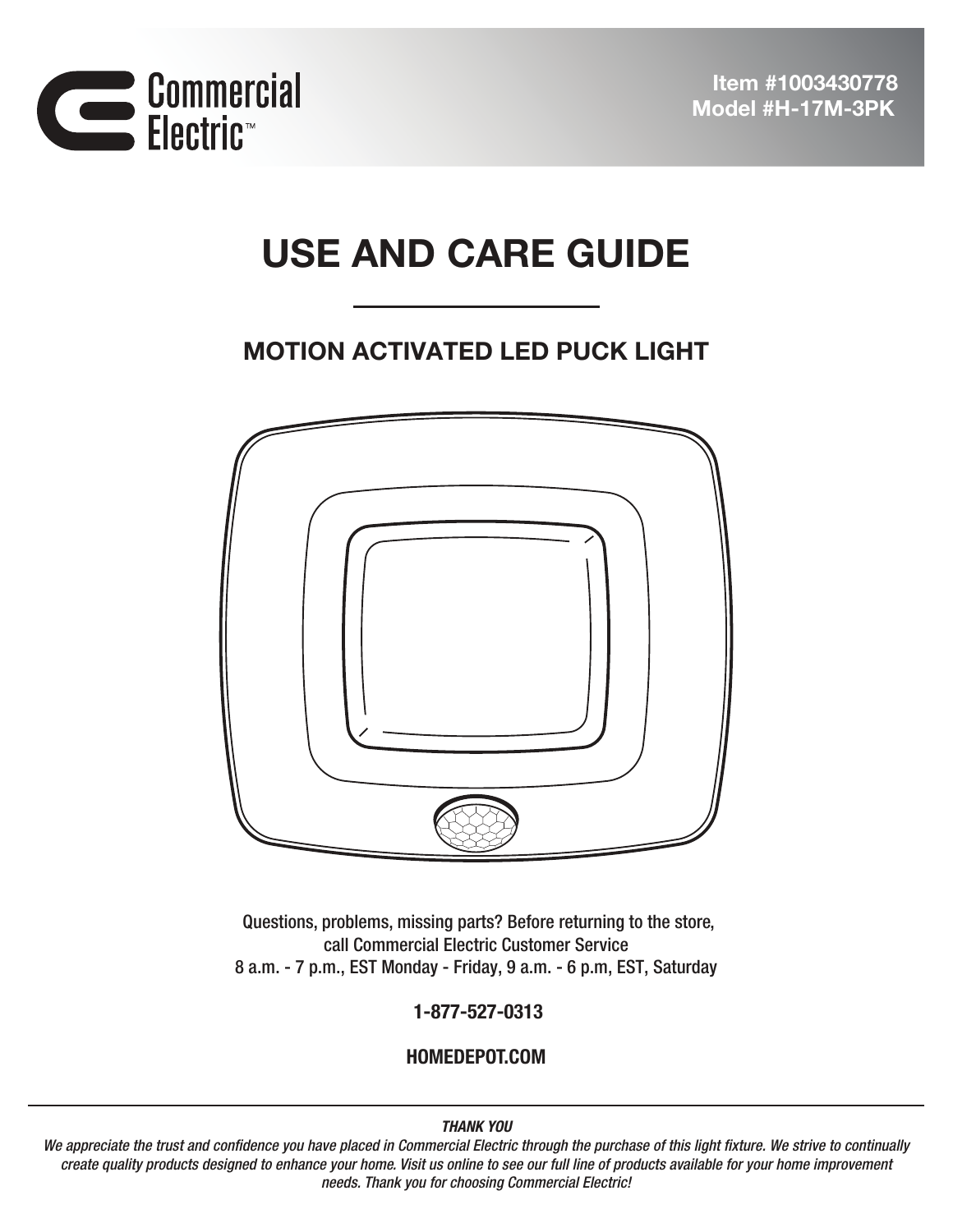Commercial Electric™

**Item #1003430778**
**Model #H-17M-3PK**

# USE AND CARE GUIDE

## MOTION ACTIVATED LED PUCK LIGHT

Questions, problems, missing parts? Before returning to the store, call Commercial Electric Customer Service
8 a.m. - 7 p.m., EST Monday - Friday, 9 a.m. - 6 p.m, EST, Saturday

**1-877-527-0313**

**HOMEDEPOT.COM**

***THANK YOU***

*We appreciate the trust and confidence you have placed in Commercial Electric through the purchase of this light fixture. We strive to continually create quality products designed to enhance your home. Visit us online to see our full line of products available for your home improvement needs. Thank you for choosing Commercial Electric!*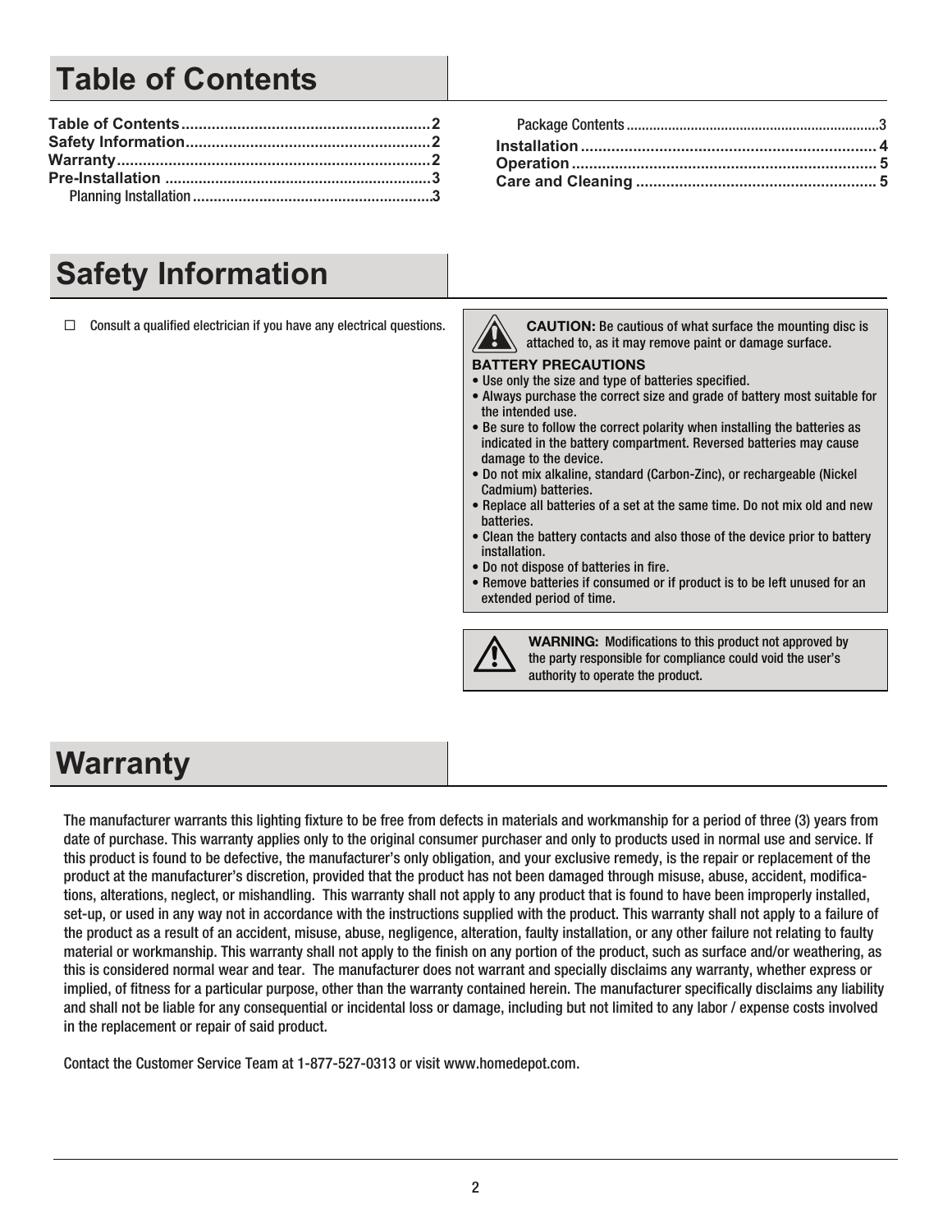# Table of Contents

Table of Contents .......... 2
Safety Information .......... 2
Warranty .......... 2
Pre-Installation .......... 3
  Planning Installation .......... 3
  Package Contents .......... 3
Installation .......... 4
Operation .......... 5
Care and Cleaning .......... 5

# Safety Information

☐ Consult a qualified electrician if you have any electrical questions.

**CAUTION:** Be cautious of what surface the mounting disc is attached to, as it may remove paint or damage surface.

**BATTERY PRECAUTIONS**

- Use only the size and type of batteries specified.
- Always purchase the correct size and grade of battery most suitable for the intended use.
- Be sure to follow the correct polarity when installing the batteries as indicated in the battery compartment. Reversed batteries may cause damage to the device.
- Do not mix alkaline, standard (Carbon-Zinc), or rechargeable (Nickel Cadmium) batteries.
- Replace all batteries of a set at the same time. Do not mix old and new batteries.
- Clean the battery contacts and also those of the device prior to battery installation.
- Do not dispose of batteries in fire.
- Remove batteries if consumed or if product is to be left unused for an extended period of time.

**WARNING:** Modifications to this product not approved by the party responsible for compliance could void the user's authority to operate the product.

# Warranty

The manufacturer warrants this lighting fixture to be free from defects in materials and workmanship for a period of three (3) years from date of purchase. This warranty applies only to the original consumer purchaser and only to products used in normal use and service. If this product is found to be defective, the manufacturer's only obligation, and your exclusive remedy, is the repair or replacement of the product at the manufacturer's discretion, provided that the product has not been damaged through misuse, abuse, accident, modifications, alterations, neglect, or mishandling. This warranty shall not apply to any product that is found to have been improperly installed, set-up, or used in any way not in accordance with the instructions supplied with the product. This warranty shall not apply to a failure of the product as a result of an accident, misuse, abuse, negligence, alteration, faulty installation, or any other failure not relating to faulty material or workmanship. This warranty shall not apply to the finish on any portion of the product, such as surface and/or weathering, as this is considered normal wear and tear. The manufacturer does not warrant and specially disclaims any warranty, whether express or implied, of fitness for a particular purpose, other than the warranty contained herein. The manufacturer specifically disclaims any liability and shall not be liable for any consequential or incidental loss or damage, including but not limited to any labor / expense costs involved in the replacement or repair of said product.

Contact the Customer Service Team at 1-877-527-0313 or visit www.homedepot.com.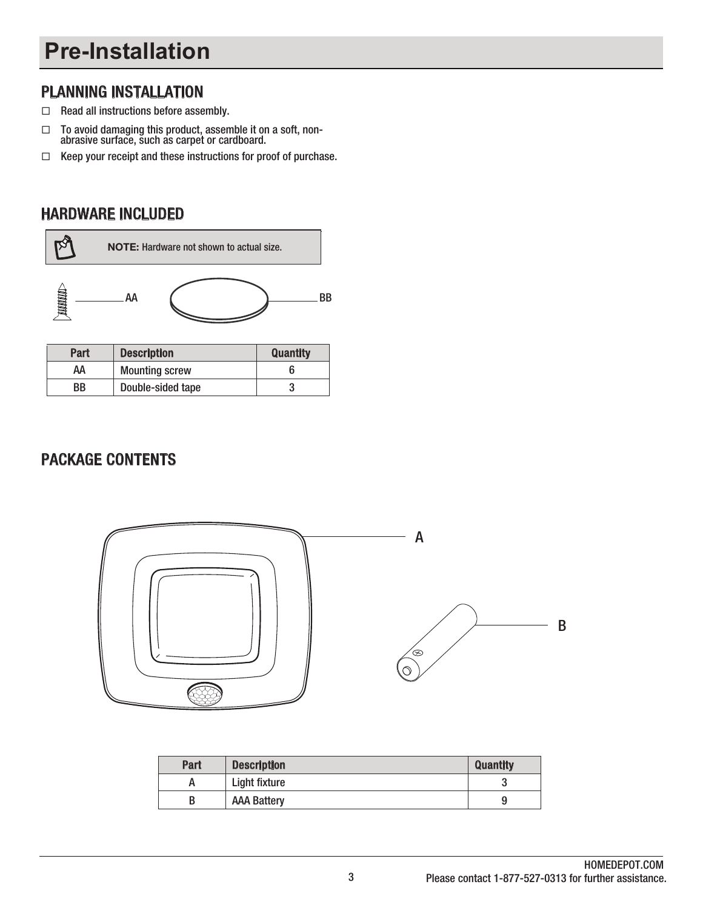# Pre-Installation

## PLANNING INSTALLATION

- ☐ Read all instructions before assembly.
- ☐ To avoid damaging this product, assemble it on a soft, non-abrasive surface, such as carpet or cardboard.
- ☐ Keep your receipt and these instructions for proof of purchase.

## HARDWARE INCLUDED

**NOTE:** Hardware not shown to actual size.

AA　　BB

| Part | Description | Quantity |
| --- | --- | --- |
| AA | Mounting screw | 6 |
| BB | Double-sided tape | 3 |

## PACKAGE CONTENTS

A

B

| Part | Description | Quantity |
| --- | --- | --- |
| A | Light fixture | 3 |
| B | AAA Battery | 9 |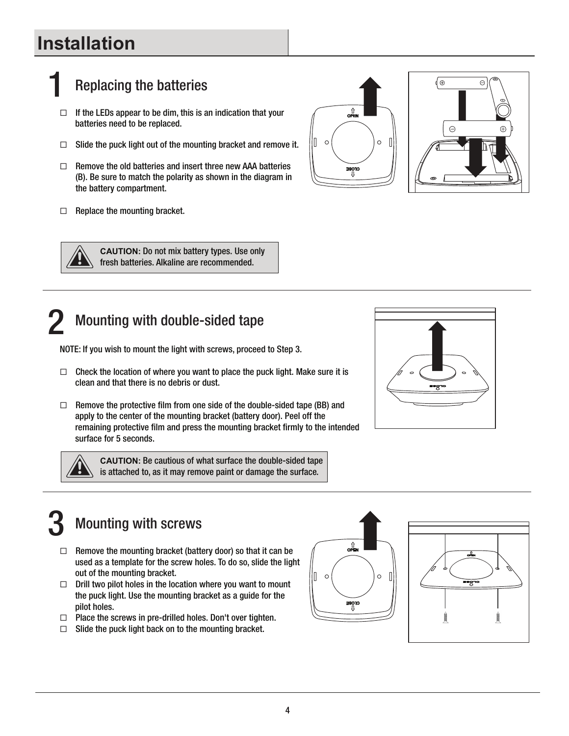# Installation

## 1 Replacing the batteries

- ☐ If the LEDs appear to be dim, this is an indication that your batteries need to be replaced.
- ☐ Slide the puck light out of the mounting bracket and remove it.
- ☐ Remove the old batteries and insert three new AAA batteries (B). Be sure to match the polarity as shown in the diagram in the battery compartment.
- ☐ Replace the mounting bracket.

**CAUTION:** Do not mix battery types. Use only fresh batteries. Alkaline are recommended.

## 2 Mounting with double-sided tape

NOTE: If you wish to mount the light with screws, proceed to Step 3.

- ☐ Check the location of where you want to place the puck light. Make sure it is clean and that there is no debris or dust.
- ☐ Remove the protective film from one side of the double-sided tape (BB) and apply to the center of the mounting bracket (battery door). Peel off the remaining protective film and press the mounting bracket firmly to the intended surface for 5 seconds.

**CAUTION:** Be cautious of what surface the double-sided tape is attached to, as it may remove paint or damage the surface.

## 3 Mounting with screws

- ☐ Remove the mounting bracket (battery door) so that it can be used as a template for the screw holes. To do so, slide the light out of the mounting bracket.
- ☐ Drill two pilot holes in the location where you want to mount the puck light. Use the mounting bracket as a guide for the pilot holes.
- ☐ Place the screws in pre-drilled holes. Don't over tighten.
- ☐ Slide the puck light back on to the mounting bracket.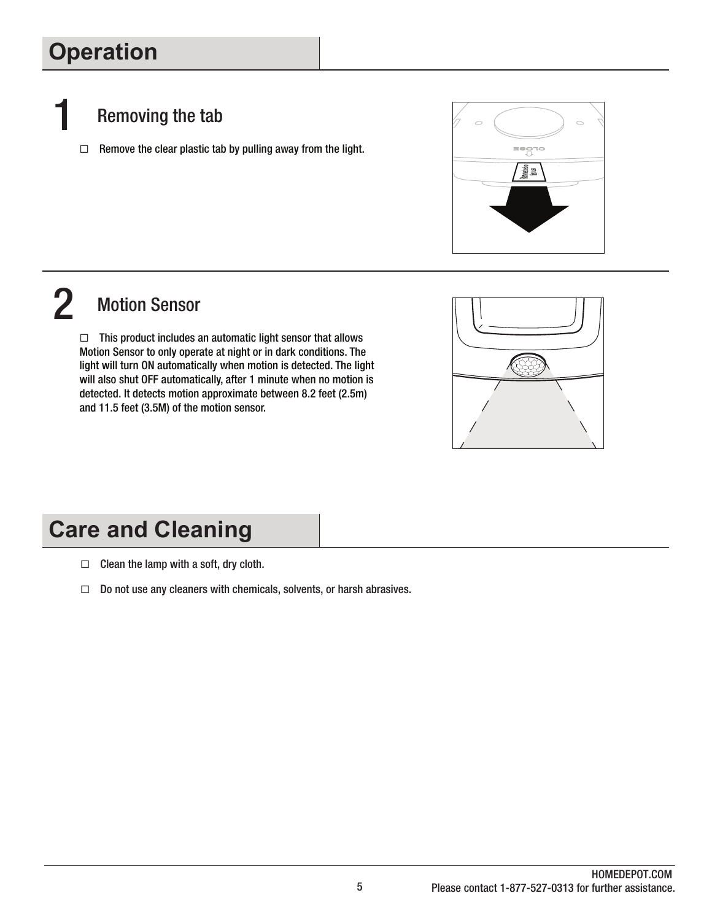# Operation

## 1 Removing the tab

- ☐ Remove the clear plastic tab by pulling away from the light.

## 2 Motion Sensor

- ☐ This product includes an automatic light sensor that allows Motion Sensor to only operate at night or in dark conditions. The light will turn ON automatically when motion is detected. The light will also shut OFF automatically, after 1 minute when no motion is detected. It detects motion approximate between 8.2 feet (2.5m) and 11.5 feet (3.5M) of the motion sensor.

# Care and Cleaning

- ☐ Clean the lamp with a soft, dry cloth.
- ☐ Do not use any cleaners with chemicals, solvents, or harsh abrasives.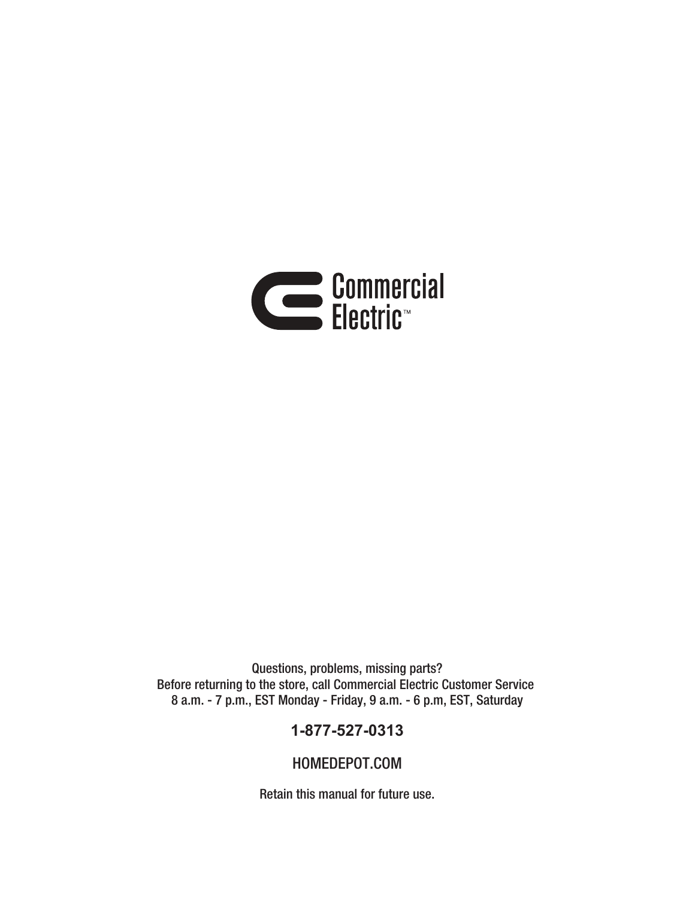Commercial Electric™

Questions, problems, missing parts?
Before returning to the store, call Commercial Electric Customer Service
8 a.m. - 7 p.m., EST Monday - Friday, 9 a.m. - 6 p.m, EST, Saturday

**1-877-527-0313**

HOMEDEPOT.COM

Retain this manual for future use.